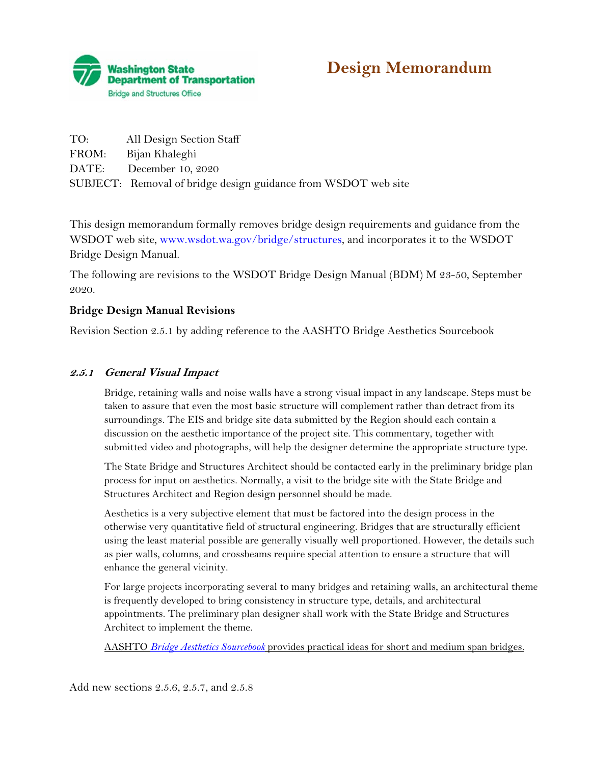Washington State Department of Transportation
Bridge and Structures Office

# Design Memorandum

TO: All Design Section Staff
FROM: Bijan Khaleghi
DATE: December 10, 2020
SUBJECT: Removal of bridge design guidance from WSDOT web site

This design memorandum formally removes bridge design requirements and guidance from the WSDOT web site, www.wsdot.wa.gov/bridge/structures, and incorporates it to the WSDOT Bridge Design Manual.

The following are revisions to the WSDOT Bridge Design Manual (BDM) M 23-50, September 2020.

**Bridge Design Manual Revisions**

Revision Section 2.5.1 by adding reference to the AASHTO Bridge Aesthetics Sourcebook

### *2.5.1 General Visual Impact*

Bridge, retaining walls and noise walls have a strong visual impact in any landscape. Steps must be taken to assure that even the most basic structure will complement rather than detract from its surroundings. The EIS and bridge site data submitted by the Region should each contain a discussion on the aesthetic importance of the project site. This commentary, together with submitted video and photographs, will help the designer determine the appropriate structure type.

The State Bridge and Structures Architect should be contacted early in the preliminary bridge plan process for input on aesthetics. Normally, a visit to the bridge site with the State Bridge and Structures Architect and Region design personnel should be made.

Aesthetics is a very subjective element that must be factored into the design process in the otherwise very quantitative field of structural engineering. Bridges that are structurally efficient using the least material possible are generally visually well proportioned. However, the details such as pier walls, columns, and crossbeams require special attention to ensure a structure that will enhance the general vicinity.

For large projects incorporating several to many bridges and retaining walls, an architectural theme is frequently developed to bring consistency in structure type, details, and architectural appointments. The preliminary plan designer shall work with the State Bridge and Structures Architect to implement the theme.

AASHTO *Bridge Aesthetics Sourcebook* provides practical ideas for short and medium span bridges.

Add new sections 2.5.6, 2.5.7, and 2.5.8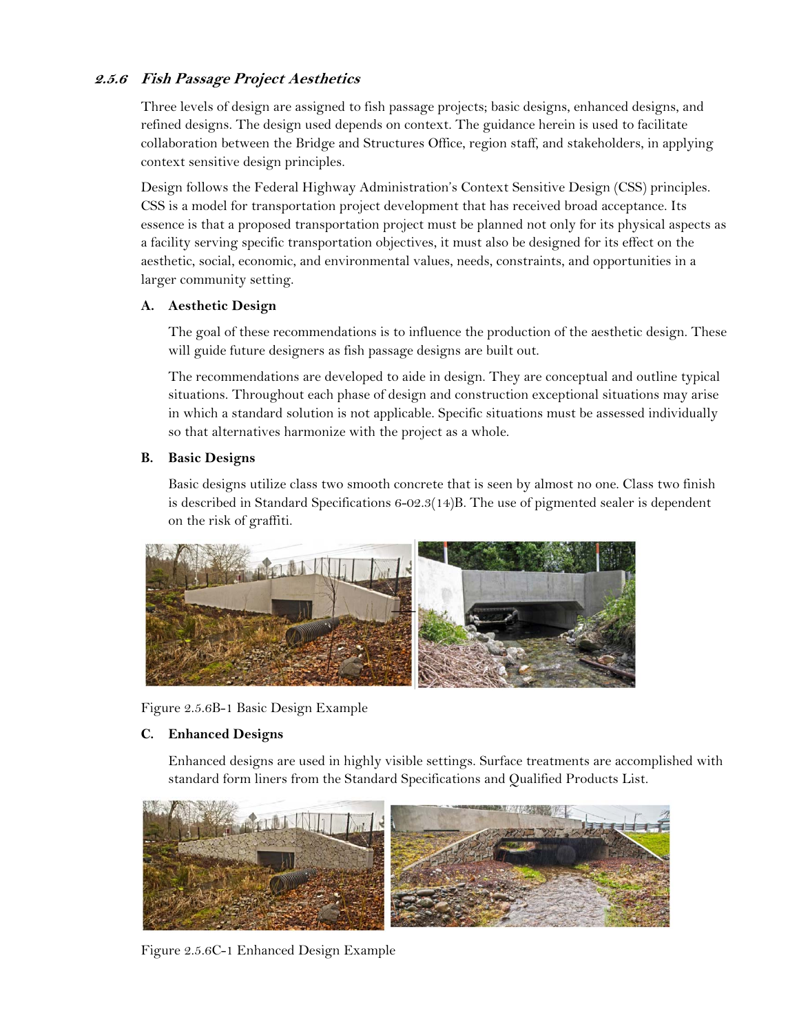### *2.5.6 Fish Passage Project Aesthetics*

Three levels of design are assigned to fish passage projects; basic designs, enhanced designs, and refined designs. The design used depends on context. The guidance herein is used to facilitate collaboration between the Bridge and Structures Office, region staff, and stakeholders, in applying context sensitive design principles.

Design follows the Federal Highway Administration's Context Sensitive Design (CSS) principles. CSS is a model for transportation project development that has received broad acceptance. Its essence is that a proposed transportation project must be planned not only for its physical aspects as a facility serving specific transportation objectives, it must also be designed for its effect on the aesthetic, social, economic, and environmental values, needs, constraints, and opportunities in a larger community setting.

**A. Aesthetic Design**

The goal of these recommendations is to influence the production of the aesthetic design. These will guide future designers as fish passage designs are built out.

The recommendations are developed to aide in design. They are conceptual and outline typical situations. Throughout each phase of design and construction exceptional situations may arise in which a standard solution is not applicable. Specific situations must be assessed individually so that alternatives harmonize with the project as a whole.

**B. Basic Designs**

Basic designs utilize class two smooth concrete that is seen by almost no one. Class two finish is described in Standard Specifications 6-02.3(14)B. The use of pigmented sealer is dependent on the risk of graffiti.

Figure 2.5.6B-1 Basic Design Example

**C. Enhanced Designs**

Enhanced designs are used in highly visible settings. Surface treatments are accomplished with standard form liners from the Standard Specifications and Qualified Products List.

Figure 2.5.6C-1 Enhanced Design Example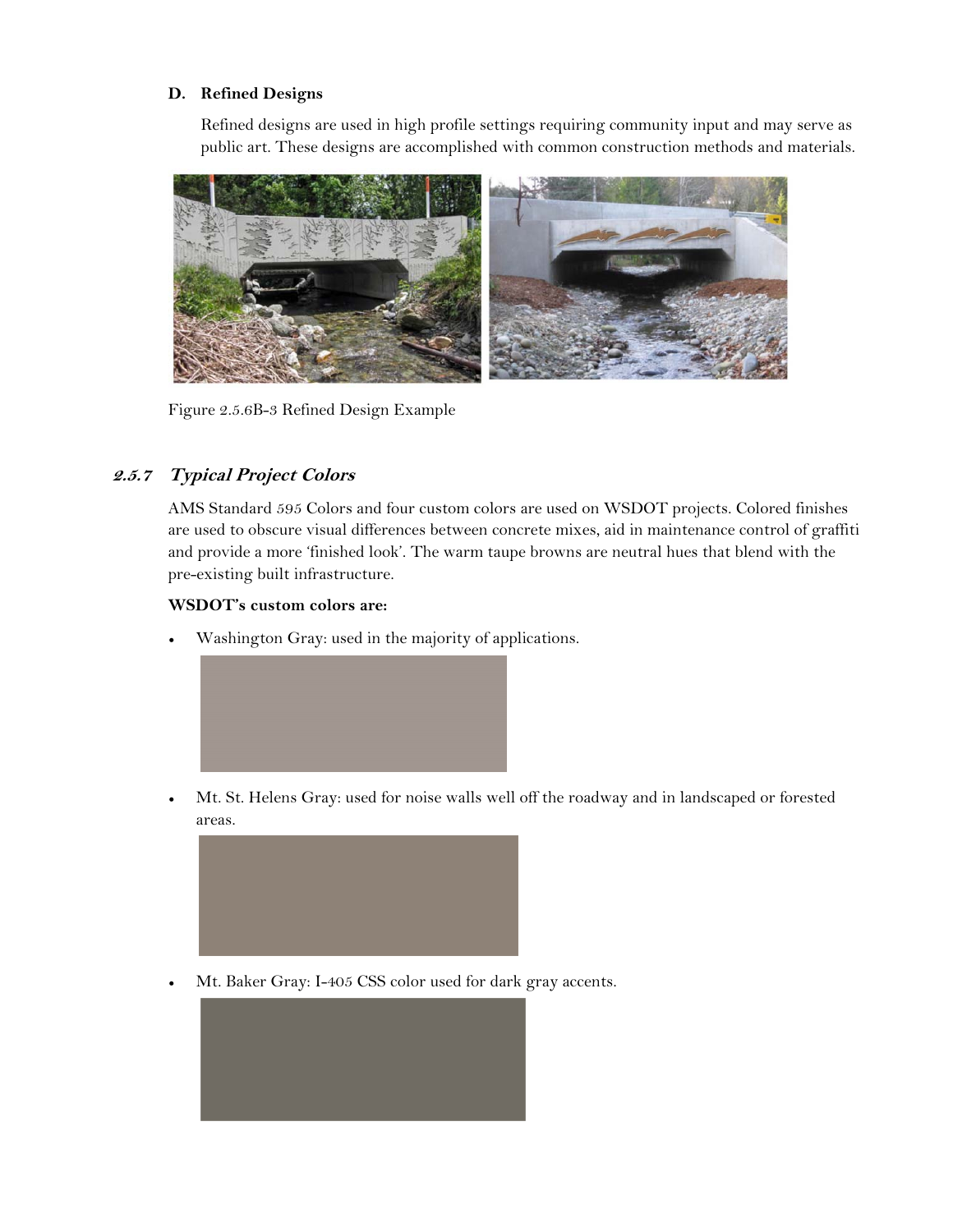### D. Refined Designs

Refined designs are used in high profile settings requiring community input and may serve as public art. These designs are accomplished with common construction methods and materials.

Figure 2.5.6B-3 Refined Design Example

## *2.5.7 Typical Project Colors*

AMS Standard 595 Colors and four custom colors are used on WSDOT projects. Colored finishes are used to obscure visual differences between concrete mixes, aid in maintenance control of graffiti and provide a more 'finished look'. The warm taupe browns are neutral hues that blend with the pre-existing built infrastructure.

**WSDOT's custom colors are:**

- Washington Gray: used in the majority of applications.
- Mt. St. Helens Gray: used for noise walls well off the roadway and in landscaped or forested areas.
- Mt. Baker Gray: I-405 CSS color used for dark gray accents.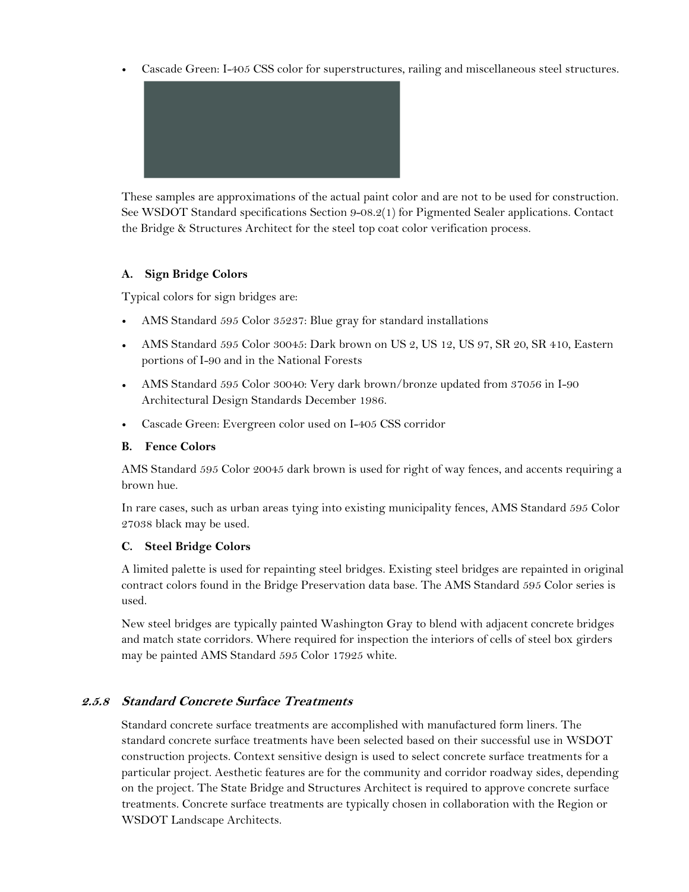- Cascade Green: I-405 CSS color for superstructures, railing and miscellaneous steel structures.

These samples are approximations of the actual paint color and are not to be used for construction. See WSDOT Standard specifications Section 9-08.2(1) for Pigmented Sealer applications. Contact the Bridge & Structures Architect for the steel top coat color verification process.

**A. Sign Bridge Colors**

Typical colors for sign bridges are:

- AMS Standard 595 Color 35237: Blue gray for standard installations
- AMS Standard 595 Color 30045: Dark brown on US 2, US 12, US 97, SR 20, SR 410, Eastern portions of I-90 and in the National Forests
- AMS Standard 595 Color 30040: Very dark brown/bronze updated from 37056 in I-90 Architectural Design Standards December 1986.
- Cascade Green: Evergreen color used on I-405 CSS corridor

**B. Fence Colors**

AMS Standard 595 Color 20045 dark brown is used for right of way fences, and accents requiring a brown hue.

In rare cases, such as urban areas tying into existing municipality fences, AMS Standard 595 Color 27038 black may be used.

**C. Steel Bridge Colors**

A limited palette is used for repainting steel bridges. Existing steel bridges are repainted in original contract colors found in the Bridge Preservation data base. The AMS Standard 595 Color series is used.

New steel bridges are typically painted Washington Gray to blend with adjacent concrete bridges and match state corridors. Where required for inspection the interiors of cells of steel box girders may be painted AMS Standard 595 Color 17925 white.

### 2.5.8 *Standard Concrete Surface Treatments*

Standard concrete surface treatments are accomplished with manufactured form liners. The standard concrete surface treatments have been selected based on their successful use in WSDOT construction projects. Context sensitive design is used to select concrete surface treatments for a particular project. Aesthetic features are for the community and corridor roadway sides, depending on the project. The State Bridge and Structures Architect is required to approve concrete surface treatments. Concrete surface treatments are typically chosen in collaboration with the Region or WSDOT Landscape Architects.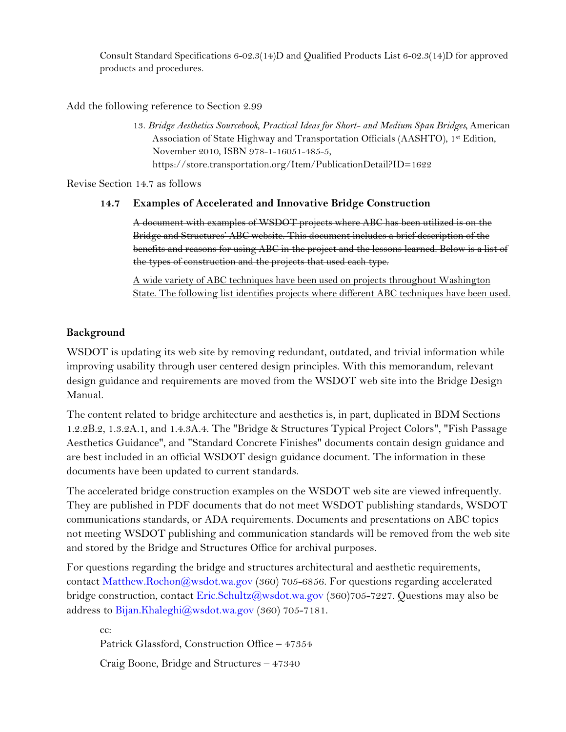Consult Standard Specifications 6-02.3(14)D and Qualified Products List 6-02.3(14)D for approved products and procedures.

Add the following reference to Section 2.99

13. *Bridge Aesthetics Sourcebook, Practical Ideas for Short- and Medium Span Bridges*, American Association of State Highway and Transportation Officials (AASHTO), 1st Edition, November 2010, ISBN 978-1-16051-485-5, https://store.transportation.org/Item/PublicationDetail?ID=1622

Revise Section 14.7 as follows

**14.7 Examples of Accelerated and Innovative Bridge Construction**

~~A document with examples of WSDOT projects where ABC has been utilized is on the Bridge and Structures' ABC website. This document includes a brief description of the benefits and reasons for using ABC in the project and the lessons learned. Below is a list of the types of construction and the projects that used each type.~~

<u>A wide variety of ABC techniques have been used on projects throughout Washington State. The following list identifies projects where different ABC techniques have been used.</u>

**Background**

WSDOT is updating its web site by removing redundant, outdated, and trivial information while improving usability through user centered design principles. With this memorandum, relevant design guidance and requirements are moved from the WSDOT web site into the Bridge Design Manual.

The content related to bridge architecture and aesthetics is, in part, duplicated in BDM Sections 1.2.2B.2, 1.3.2A.1, and 1.4.3A.4. The "Bridge & Structures Typical Project Colors", "Fish Passage Aesthetics Guidance", and "Standard Concrete Finishes" documents contain design guidance and are best included in an official WSDOT design guidance document. The information in these documents have been updated to current standards.

The accelerated bridge construction examples on the WSDOT web site are viewed infrequently. They are published in PDF documents that do not meet WSDOT publishing standards, WSDOT communications standards, or ADA requirements. Documents and presentations on ABC topics not meeting WSDOT publishing and communication standards will be removed from the web site and stored by the Bridge and Structures Office for archival purposes.

For questions regarding the bridge and structures architectural and aesthetic requirements, contact Matthew.Rochon@wsdot.wa.gov (360) 705-6856. For questions regarding accelerated bridge construction, contact Eric.Schultz@wsdot.wa.gov (360)705-7227. Questions may also be address to Bijan.Khaleghi@wsdot.wa.gov (360) 705-7181.

cc:

Patrick Glassford, Construction Office – 47354

Craig Boone, Bridge and Structures – 47340